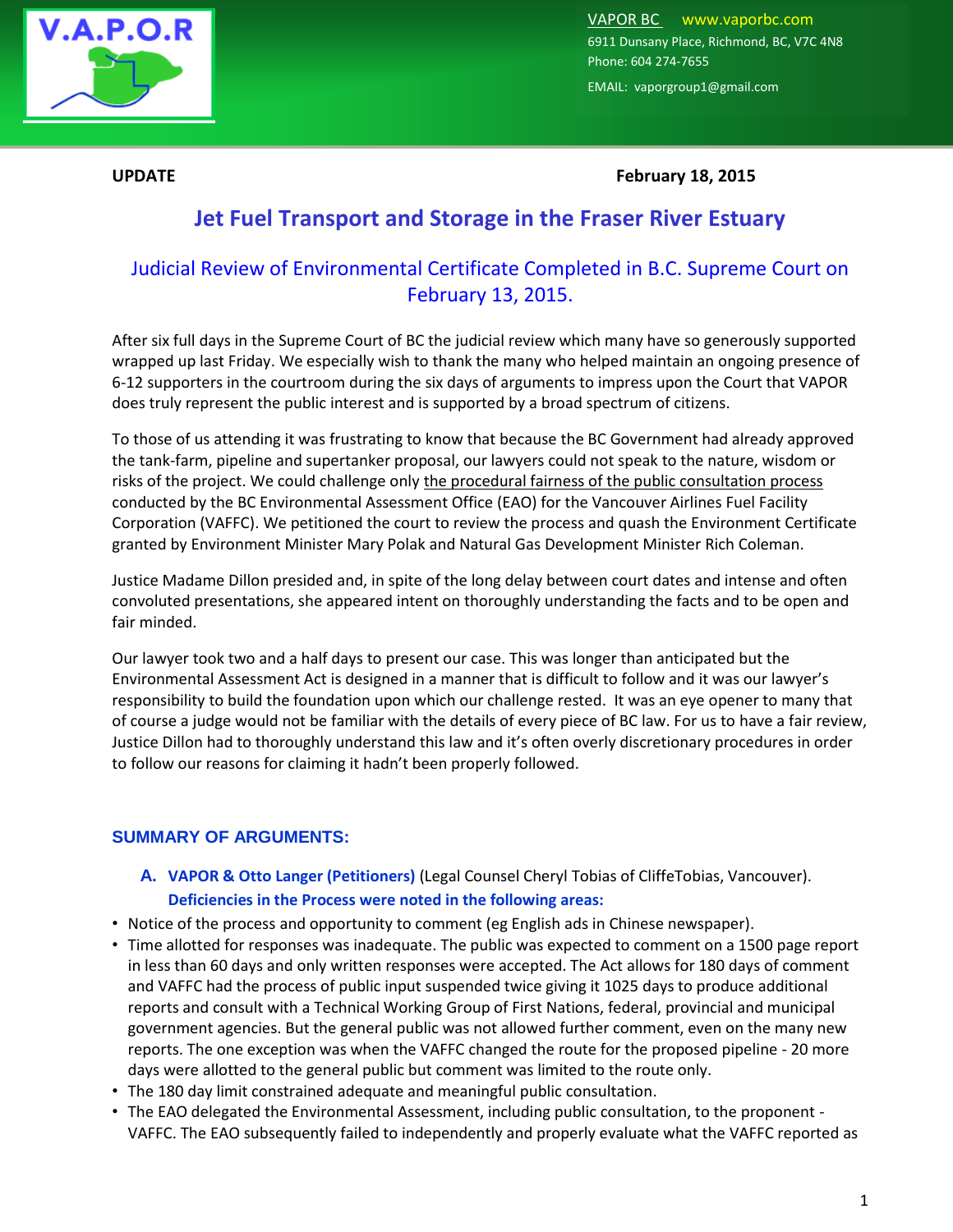V.A.P.O.R

VAPOR BC www.vaporbc.com
6911 Dunsany Place, Richmond, BC, V7C 4N8
Phone: 604 274-7655
EMAIL: vaporgroup1@gmail.com

**UPDATE** **February 18, 2015**

# Jet Fuel Transport and Storage in the Fraser River Estuary

## Judicial Review of Environmental Certificate Completed in B.C. Supreme Court on February 13, 2015.

After six full days in the Supreme Court of BC the judicial review which many have so generously supported wrapped up last Friday. We especially wish to thank the many who helped maintain an ongoing presence of 6-12 supporters in the courtroom during the six days of arguments to impress upon the Court that VAPOR does truly represent the public interest and is supported by a broad spectrum of citizens.

To those of us attending it was frustrating to know that because the BC Government had already approved the tank-farm, pipeline and supertanker proposal, our lawyers could not speak to the nature, wisdom or risks of the project. We could challenge only <u>the procedural fairness of the public consultation process</u> conducted by the BC Environmental Assessment Office (EAO) for the Vancouver Airlines Fuel Facility Corporation (VAFFC). We petitioned the court to review the process and quash the Environment Certificate granted by Environment Minister Mary Polak and Natural Gas Development Minister Rich Coleman.

Justice Madame Dillon presided and, in spite of the long delay between court dates and intense and often convoluted presentations, she appeared intent on thoroughly understanding the facts and to be open and fair minded.

Our lawyer took two and a half days to present our case. This was longer than anticipated but the Environmental Assessment Act is designed in a manner that is difficult to follow and it was our lawyer's responsibility to build the foundation upon which our challenge rested. It was an eye opener to many that of course a judge would not be familiar with the details of every piece of BC law. For us to have a fair review, Justice Dillon had to thoroughly understand this law and it's often overly discretionary procedures in order to follow our reasons for claiming it hadn't been properly followed.

### SUMMARY OF ARGUMENTS:

**A. VAPOR & Otto Langer (Petitioners)** (Legal Counsel Cheryl Tobias of CliffeTobias, Vancouver).
**Deficiencies in the Process were noted in the following areas:**

- Notice of the process and opportunity to comment (eg English ads in Chinese newspaper).
- Time allotted for responses was inadequate. The public was expected to comment on a 1500 page report in less than 60 days and only written responses were accepted. The Act allows for 180 days of comment and VAFFC had the process of public input suspended twice giving it 1025 days to produce additional reports and consult with a Technical Working Group of First Nations, federal, provincial and municipal government agencies. But the general public was not allowed further comment, even on the many new reports. The one exception was when the VAFFC changed the route for the proposed pipeline - 20 more days were allotted to the general public but comment was limited to the route only.
- The 180 day limit constrained adequate and meaningful public consultation.
- The EAO delegated the Environmental Assessment, including public consultation, to the proponent - VAFFC. The EAO subsequently failed to independently and properly evaluate what the VAFFC reported as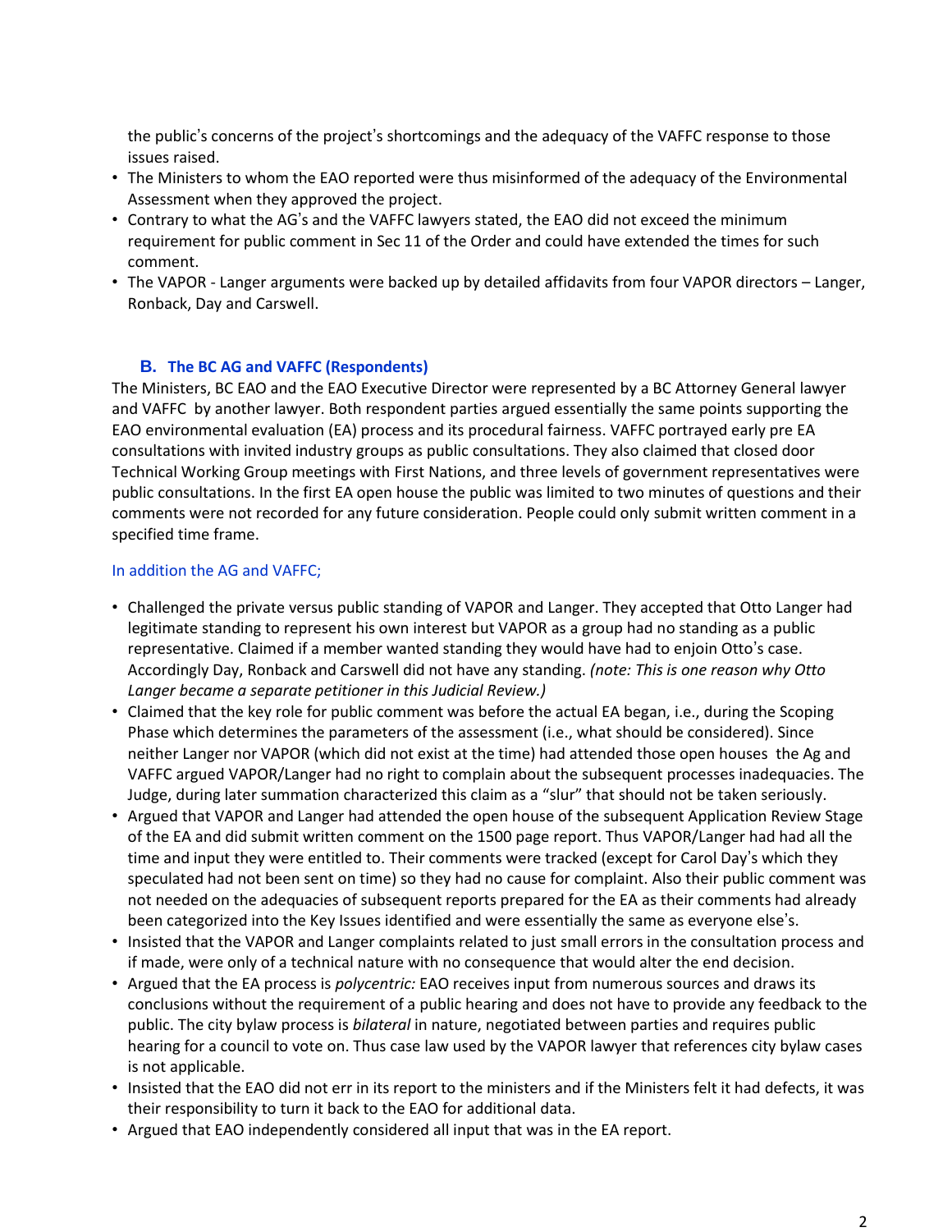the public's concerns of the project's shortcomings and the adequacy of the VAFFC response to those issues raised.
- The Ministers to whom the EAO reported were thus misinformed of the adequacy of the Environmental Assessment when they approved the project.
- Contrary to what the AG's and the VAFFC lawyers stated, the EAO did not exceed the minimum requirement for public comment in Sec 11 of the Order and could have extended the times for such comment.
- The VAPOR - Langer arguments were backed up by detailed affidavits from four VAPOR directors – Langer, Ronback, Day and Carswell.

### B. The BC AG and VAFFC (Respondents)

The Ministers, BC EAO and the EAO Executive Director were represented by a BC Attorney General lawyer and VAFFC by another lawyer. Both respondent parties argued essentially the same points supporting the EAO environmental evaluation (EA) process and its procedural fairness. VAFFC portrayed early pre EA consultations with invited industry groups as public consultations. They also claimed that closed door Technical Working Group meetings with First Nations, and three levels of government representatives were public consultations. In the first EA open house the public was limited to two minutes of questions and their comments were not recorded for any future consideration. People could only submit written comment in a specified time frame.

In addition the AG and VAFFC;

- Challenged the private versus public standing of VAPOR and Langer. They accepted that Otto Langer had legitimate standing to represent his own interest but VAPOR as a group had no standing as a public representative. Claimed if a member wanted standing they would have had to enjoin Otto's case. Accordingly Day, Ronback and Carswell did not have any standing. *(note: This is one reason why Otto Langer became a separate petitioner in this Judicial Review.)*
- Claimed that the key role for public comment was before the actual EA began, i.e., during the Scoping Phase which determines the parameters of the assessment (i.e., what should be considered). Since neither Langer nor VAPOR (which did not exist at the time) had attended those open houses the Ag and VAFFC argued VAPOR/Langer had no right to complain about the subsequent processes inadequacies. The Judge, during later summation characterized this claim as a "slur" that should not be taken seriously.
- Argued that VAPOR and Langer had attended the open house of the subsequent Application Review Stage of the EA and did submit written comment on the 1500 page report. Thus VAPOR/Langer had had all the time and input they were entitled to. Their comments were tracked (except for Carol Day's which they speculated had not been sent on time) so they had no cause for complaint. Also their public comment was not needed on the adequacies of subsequent reports prepared for the EA as their comments had already been categorized into the Key Issues identified and were essentially the same as everyone else's.
- Insisted that the VAPOR and Langer complaints related to just small errors in the consultation process and if made, were only of a technical nature with no consequence that would alter the end decision.
- Argued that the EA process is *polycentric:* EAO receives input from numerous sources and draws its conclusions without the requirement of a public hearing and does not have to provide any feedback to the public. The city bylaw process is *bilateral* in nature, negotiated between parties and requires public hearing for a council to vote on. Thus case law used by the VAPOR lawyer that references city bylaw cases is not applicable.
- Insisted that the EAO did not err in its report to the ministers and if the Ministers felt it had defects, it was their responsibility to turn it back to the EAO for additional data.
- Argued that EAO independently considered all input that was in the EA report.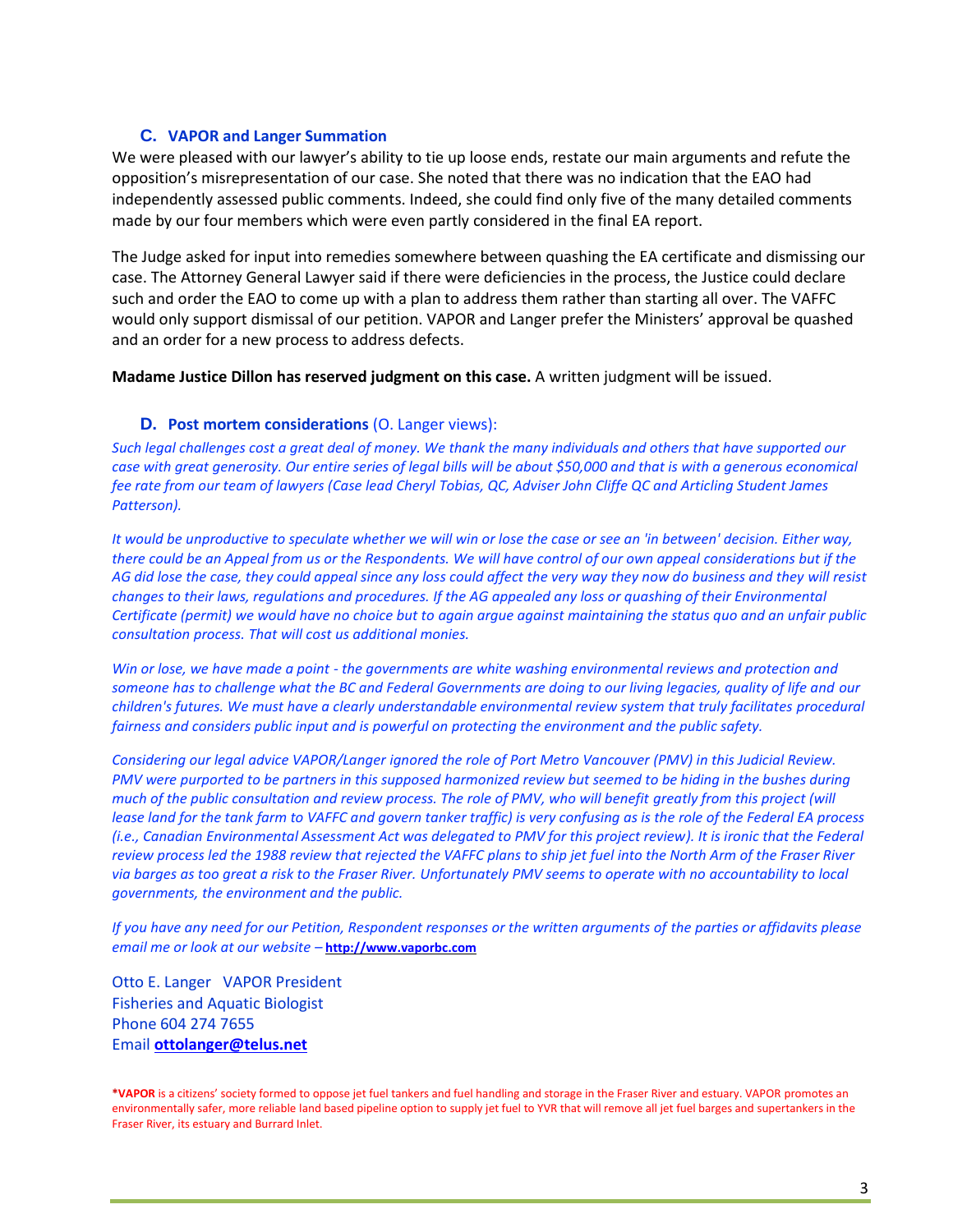### C. VAPOR and Langer Summation

We were pleased with our lawyer's ability to tie up loose ends, restate our main arguments and refute the opposition's misrepresentation of our case. She noted that there was no indication that the EAO had independently assessed public comments. Indeed, she could find only five of the many detailed comments made by our four members which were even partly considered in the final EA report.

The Judge asked for input into remedies somewhere between quashing the EA certificate and dismissing our case. The Attorney General Lawyer said if there were deficiencies in the process, the Justice could declare such and order the EAO to come up with a plan to address them rather than starting all over. The VAFFC would only support dismissal of our petition. VAPOR and Langer prefer the Ministers' approval be quashed and an order for a new process to address defects.

**Madame Justice Dillon has reserved judgment on this case.** A written judgment will be issued.

### D. Post mortem considerations (O. Langer views):

*Such legal challenges cost a great deal of money. We thank the many individuals and others that have supported our case with great generosity. Our entire series of legal bills will be about $50,000 and that is with a generous economical fee rate from our team of lawyers (Case lead Cheryl Tobias, QC, Adviser John Cliffe QC and Articling Student James Patterson).*

*It would be unproductive to speculate whether we will win or lose the case or see an 'in between' decision. Either way, there could be an Appeal from us or the Respondents. We will have control of our own appeal considerations but if the AG did lose the case, they could appeal since any loss could affect the very way they now do business and they will resist changes to their laws, regulations and procedures. If the AG appealed any loss or quashing of their Environmental Certificate (permit) we would have no choice but to again argue against maintaining the status quo and an unfair public consultation process. That will cost us additional monies.*

*Win or lose, we have made a point - the governments are white washing environmental reviews and protection and someone has to challenge what the BC and Federal Governments are doing to our living legacies, quality of life and our children's futures. We must have a clearly understandable environmental review system that truly facilitates procedural fairness and considers public input and is powerful on protecting the environment and the public safety.*

*Considering our legal advice VAPOR/Langer ignored the role of Port Metro Vancouver (PMV) in this Judicial Review. PMV were purported to be partners in this supposed harmonized review but seemed to be hiding in the bushes during much of the public consultation and review process. The role of PMV, who will benefit greatly from this project (will lease land for the tank farm to VAFFC and govern tanker traffic) is very confusing as is the role of the Federal EA process (i.e., Canadian Environmental Assessment Act was delegated to PMV for this project review). It is ironic that the Federal review process led the 1988 review that rejected the VAFFC plans to ship jet fuel into the North Arm of the Fraser River via barges as too great a risk to the Fraser River. Unfortunately PMV seems to operate with no accountability to local governments, the environment and the public.*

*If you have any need for our Petition, Respondent responses or the written arguments of the parties or affidavits please email me or look at our website –* **http://www.vaporbc.com**

Otto E. Langer VAPOR President
Fisheries and Aquatic Biologist
Phone 604 274 7655
Email **ottolanger@telus.net**

**\*VAPOR** is a citizens' society formed to oppose jet fuel tankers and fuel handling and storage in the Fraser River and estuary. VAPOR promotes an environmentally safer, more reliable land based pipeline option to supply jet fuel to YVR that will remove all jet fuel barges and supertankers in the Fraser River, its estuary and Burrard Inlet.